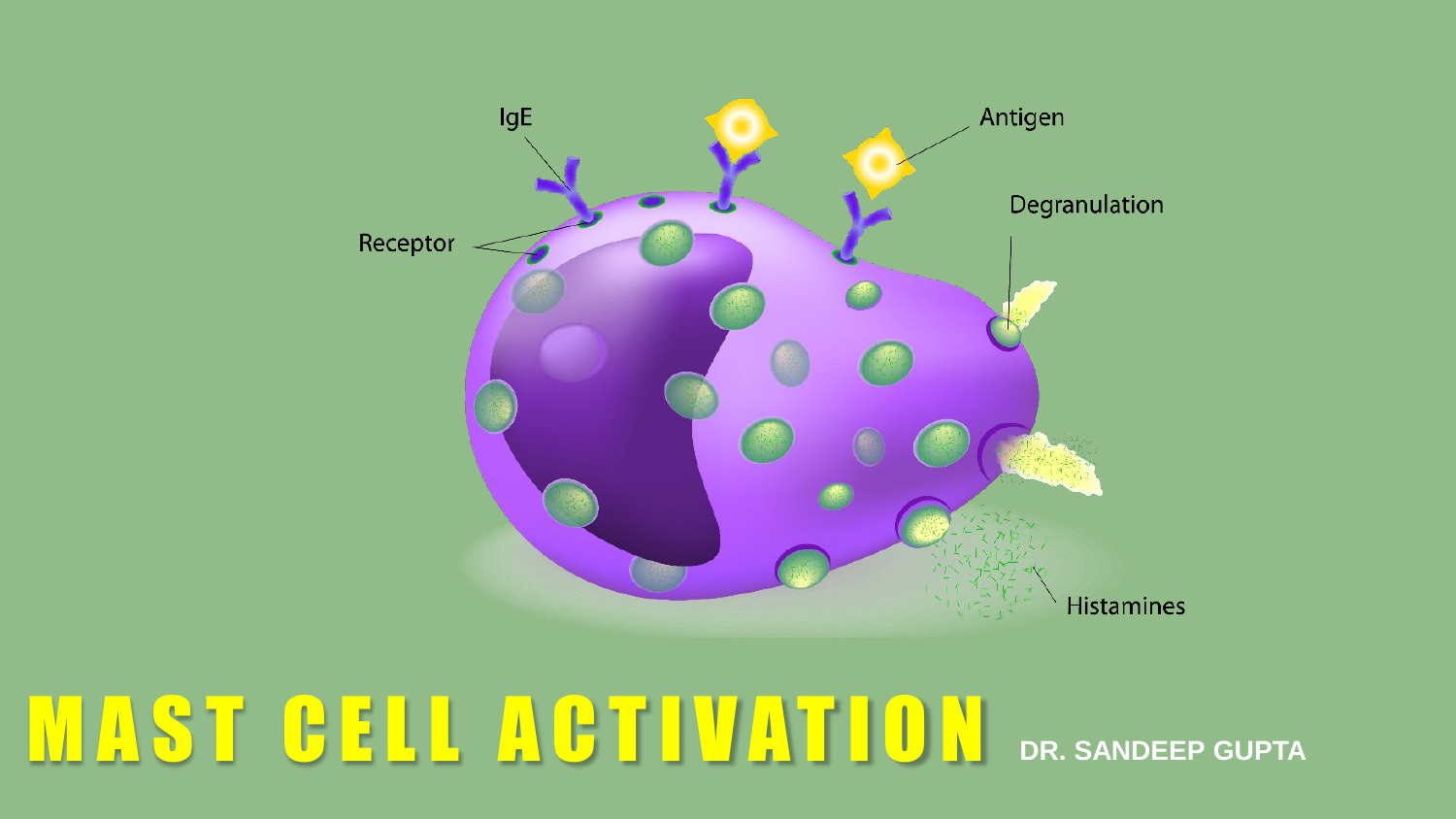IgE

Antigen

Receptor

Degranulation

Histamines

# MAST CELL ACTIVATION

**DR. SANDEEP GUPTA**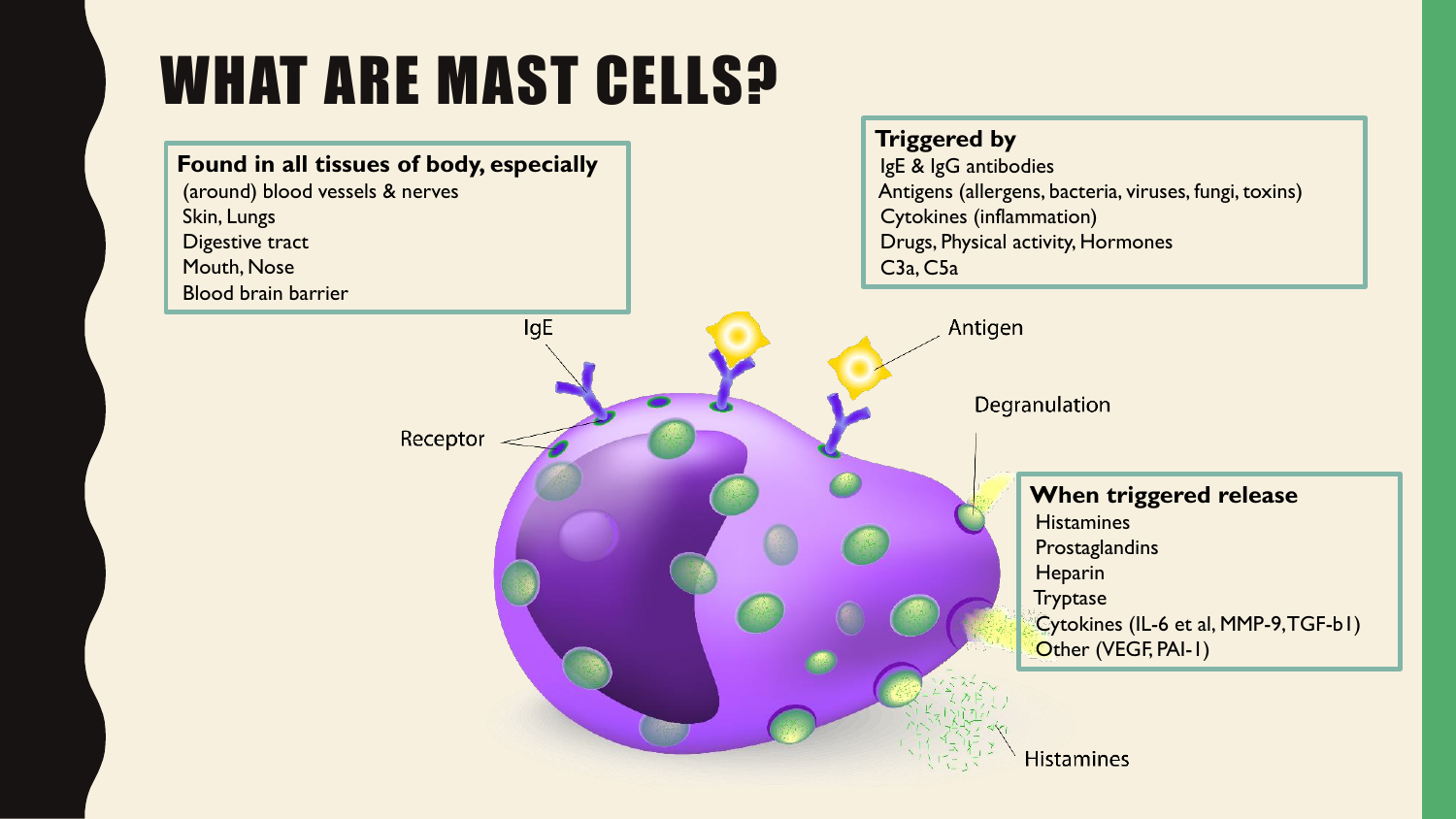# WHAT ARE MAST CELLS?

**Found in all tissues of body, especially**

- (around) blood vessels & nerves
- Skin, Lungs
- Digestive tract
- Mouth, Nose
- Blood brain barrier

**Triggered by**

- IgE & IgG antibodies
- Antigens (allergens, bacteria, viruses, fungi, toxins)
- Cytokines (inflammation)
- Drugs, Physical activity, Hormones
- C3a, C5a

IgE

Antigen

Receptor

Degranulation

**When triggered release**

- Histamines
- Prostaglandins
- Heparin
- Tryptase
- Cytokines (IL-6 et al, MMP-9, TGF-b1)
- Other (VEGF, PAI-1)

Histamines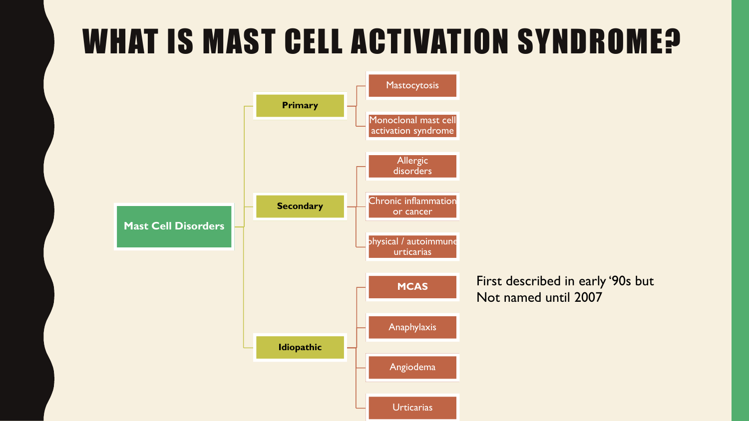# WHAT IS MAST CELL ACTIVATION SYNDROME?

- **Mast Cell Disorders**
  - **Primary**
    - Mastocytosis
    - Monoclonal mast cell activation syndrome
  - **Secondary**
    - Allergic disorders
    - Chronic inflammation or cancer
    - physical / autoimmune urticarias
  - **Idiopathic**
    - **MCAS**
    - Anaphylaxis
    - Angiodema
    - Urticarias

First described in early '90s but Not named until 2007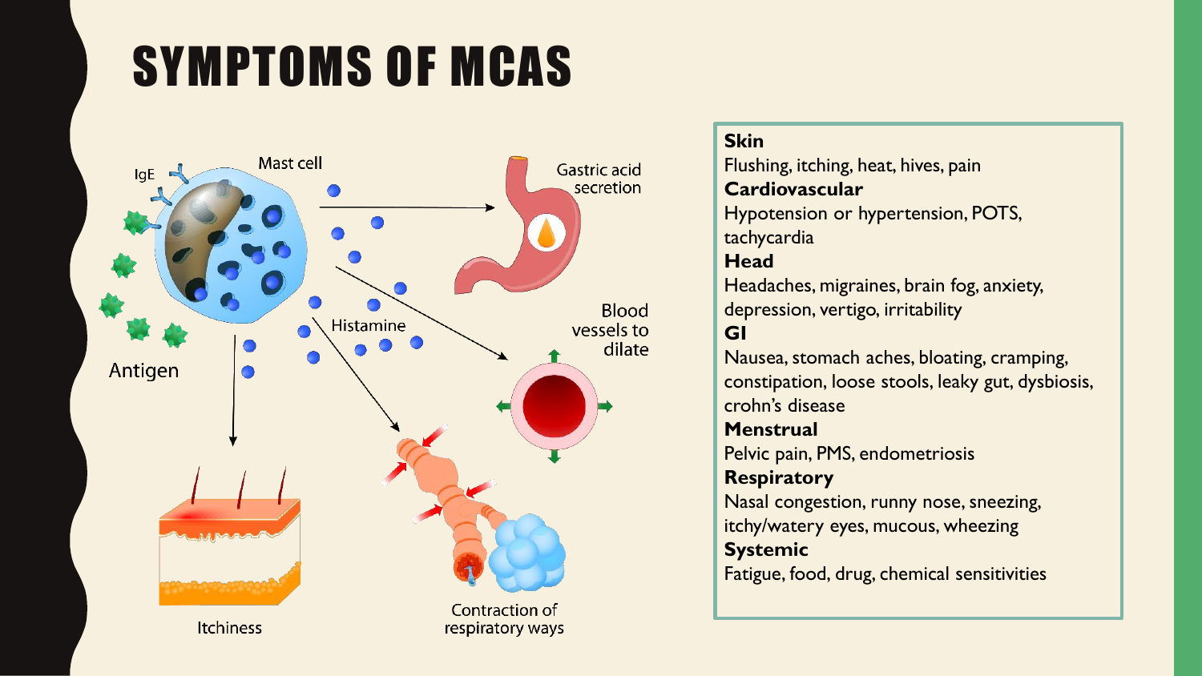# SYMPTOMS OF MCAS

IgE

Mast cell

Antigen

Histamine

Gastric acid secretion

Blood vessels to dilate

Itchiness

Contraction of respiratory ways

**Skin**
Flushing, itching, heat, hives, pain

**Cardiovascular**
Hypotension or hypertension, POTS, tachycardia

**Head**
Headaches, migraines, brain fog, anxiety, depression, vertigo, irritability

**GI**
Nausea, stomach aches, bloating, cramping, constipation, loose stools, leaky gut, dysbiosis, crohn's disease

**Menstrual**
Pelvic pain, PMS, endometriosis

**Respiratory**
Nasal congestion, runny nose, sneezing, itchy/watery eyes, mucous, wheezing

**Systemic**
Fatigue, food, drug, chemical sensitivities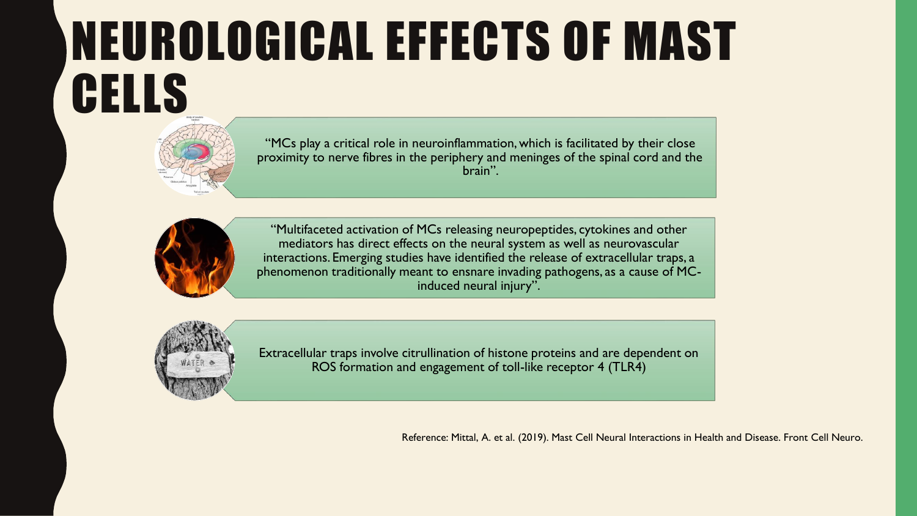# NEUROLOGICAL EFFECTS OF MAST CELLS

"MCs play a critical role in neuroinflammation, which is facilitated by their close proximity to nerve fibres in the periphery and meninges of the spinal cord and the brain".

"Multifaceted activation of MCs releasing neuropeptides, cytokines and other mediators has direct effects on the neural system as well as neurovascular interactions. Emerging studies have identified the release of extracellular traps, a phenomenon traditionally meant to ensnare invading pathogens, as a cause of MC-induced neural injury".

Extracellular traps involve citrullination of histone proteins and are dependent on ROS formation and engagement of toll-like receptor 4 (TLR4)

Reference: Mittal, A. et al. (2019). Mast Cell Neural Interactions in Health and Disease. Front Cell Neuro.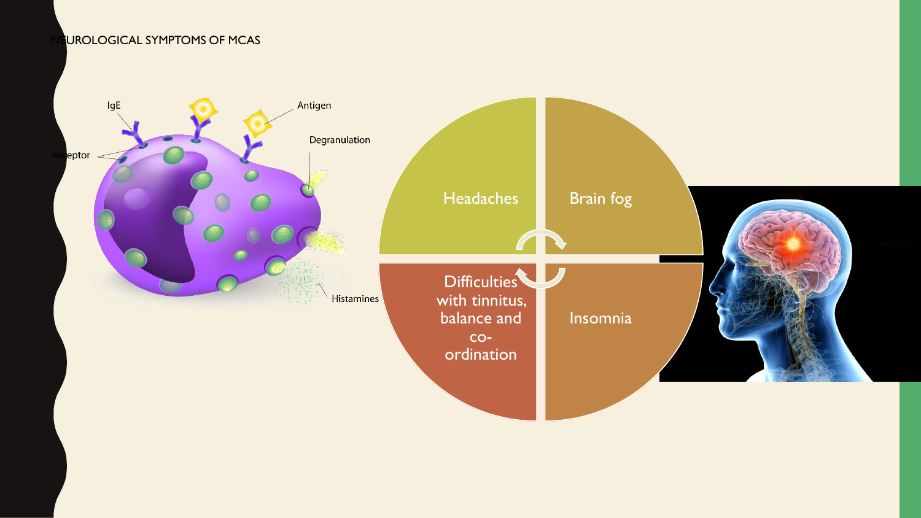# NEUROLOGICAL SYMPTOMS OF MCAS

- Headaches
- Brain fog
- Insomnia
- Difficulties with tinnitus, balance and co-ordination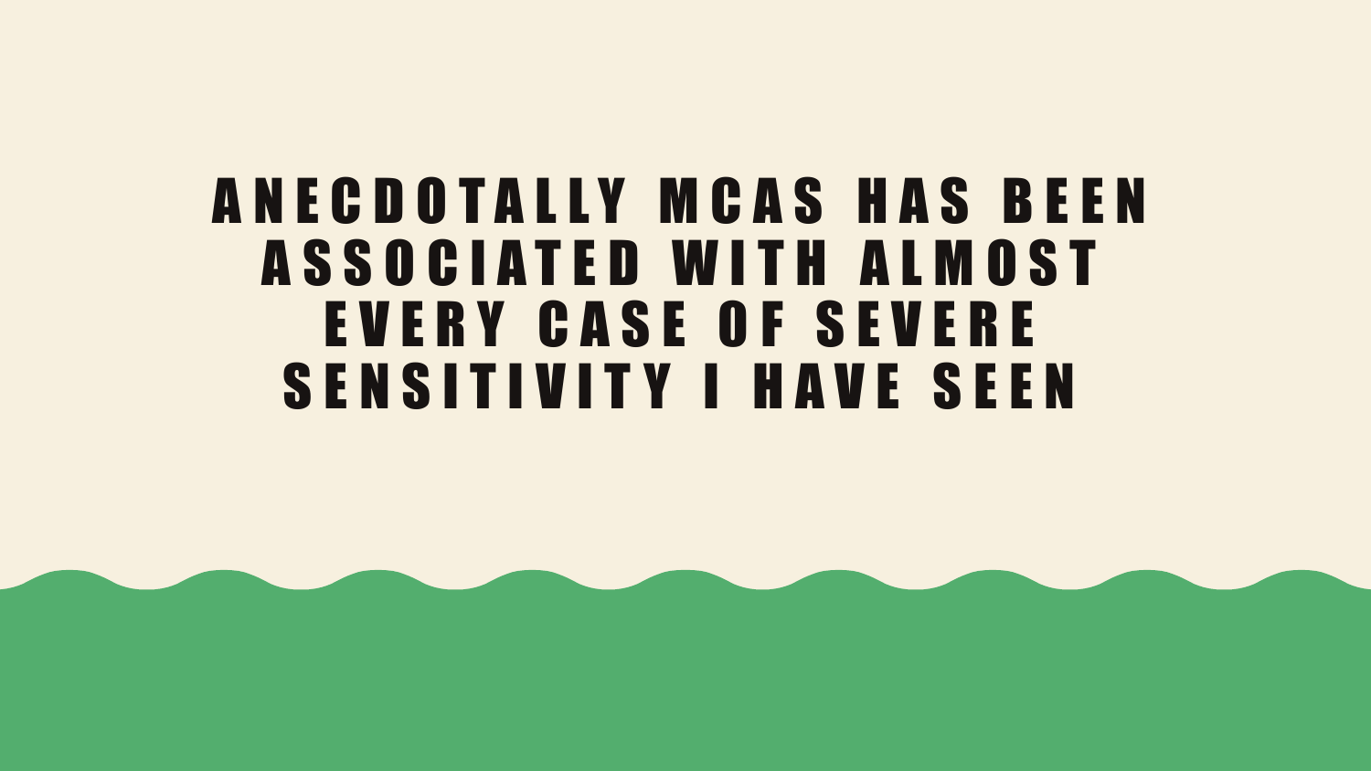# ANECDOTALLY MCAS HAS BEEN ASSOCIATED WITH ALMOST EVERY CASE OF SEVERE SENSITIVITY I HAVE SEEN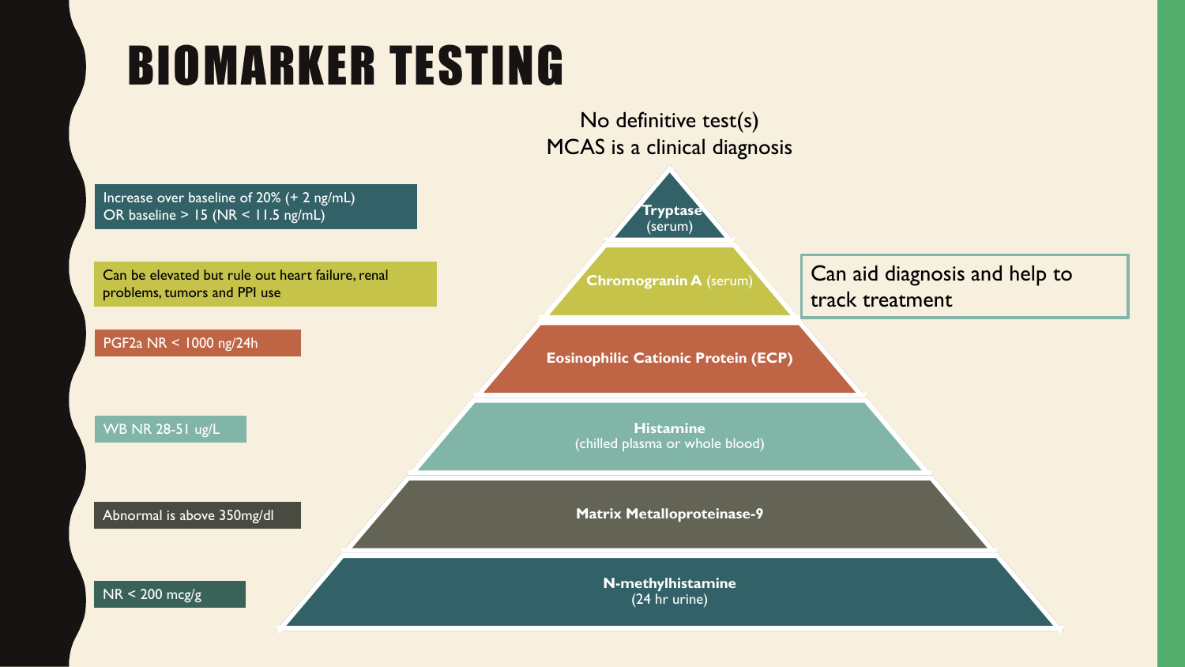# BIOMARKER TESTING

No definitive test(s)
MCAS is a clinical diagnosis

Can aid diagnosis and help to track treatment

| Biomarker | Notes |
| --- | --- |
| **Tryptase** (serum) | Increase over baseline of 20% (+ 2 ng/mL) OR baseline > 15 (NR < 11.5 ng/mL) |
| **Chromogranin A** (serum) | Can be elevated but rule out heart failure, renal problems, tumors and PPI use |
| **Eosinophilic Cationic Protein (ECP)** | PGF2a NR < 1000 ng/24h |
| **Histamine** (chilled plasma or whole blood) | WB NR 28-51 ug/L |
| **Matrix Metalloproteinase-9** | Abnormal is above 350mg/dl |
| **N-methylhistamine** (24 hr urine) | NR < 200 mcg/g |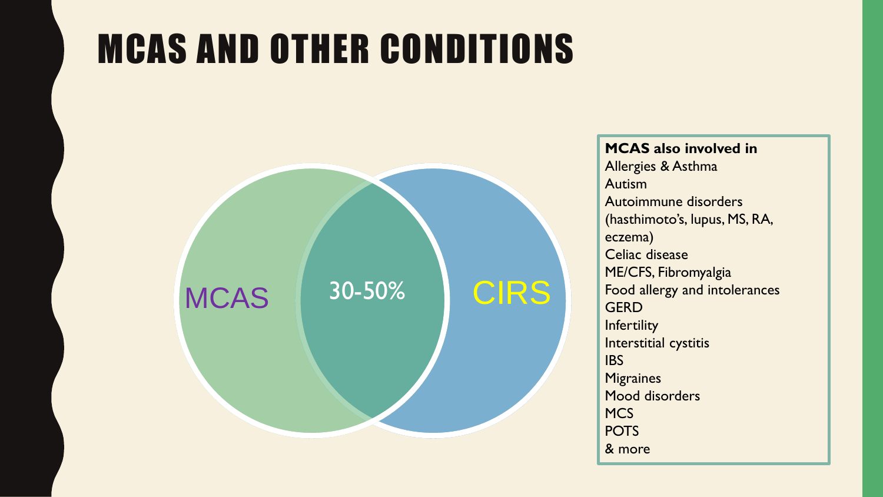# MCAS AND OTHER CONDITIONS

MCAS

30-50%

CIRS

**MCAS also involved in**

Allergies & Asthma
Autism
Autoimmune disorders (hasthimoto's, lupus, MS, RA, eczema)
Celiac disease
ME/CFS, Fibromyalgia
Food allergy and intolerances
GERD
Infertility
Interstitial cystitis
IBS
Migraines
Mood disorders
MCS
POTS
& more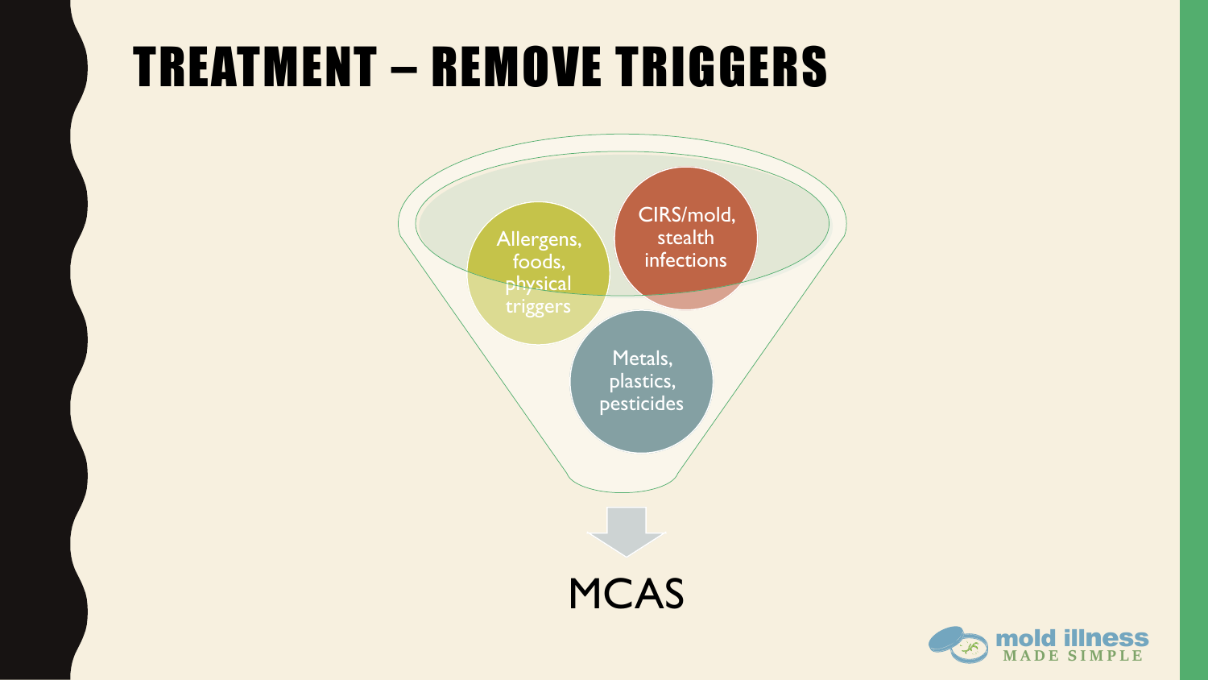# TREATMENT – REMOVE TRIGGERS

- Allergens, foods, physical triggers
- CIRS/mold, stealth infections
- Metals, plastics, pesticides

↓

MCAS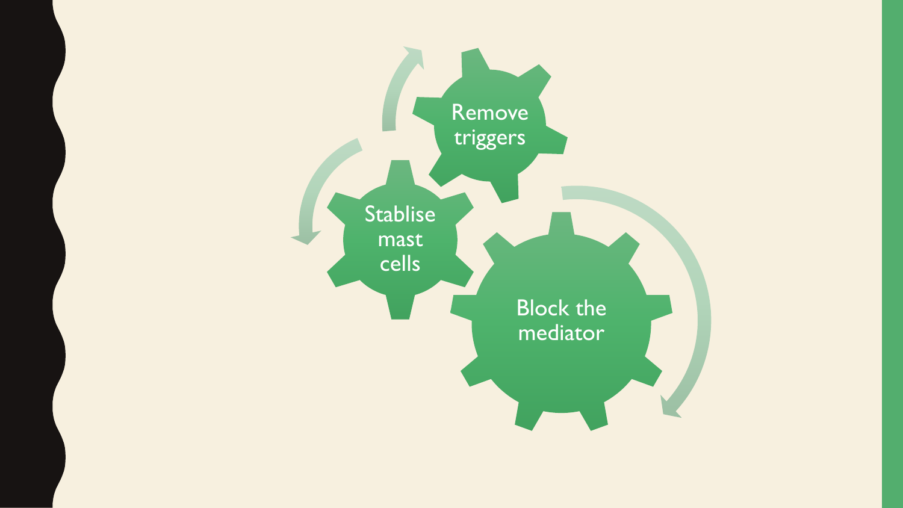Remove triggers

Stablise mast cells

Block the mediator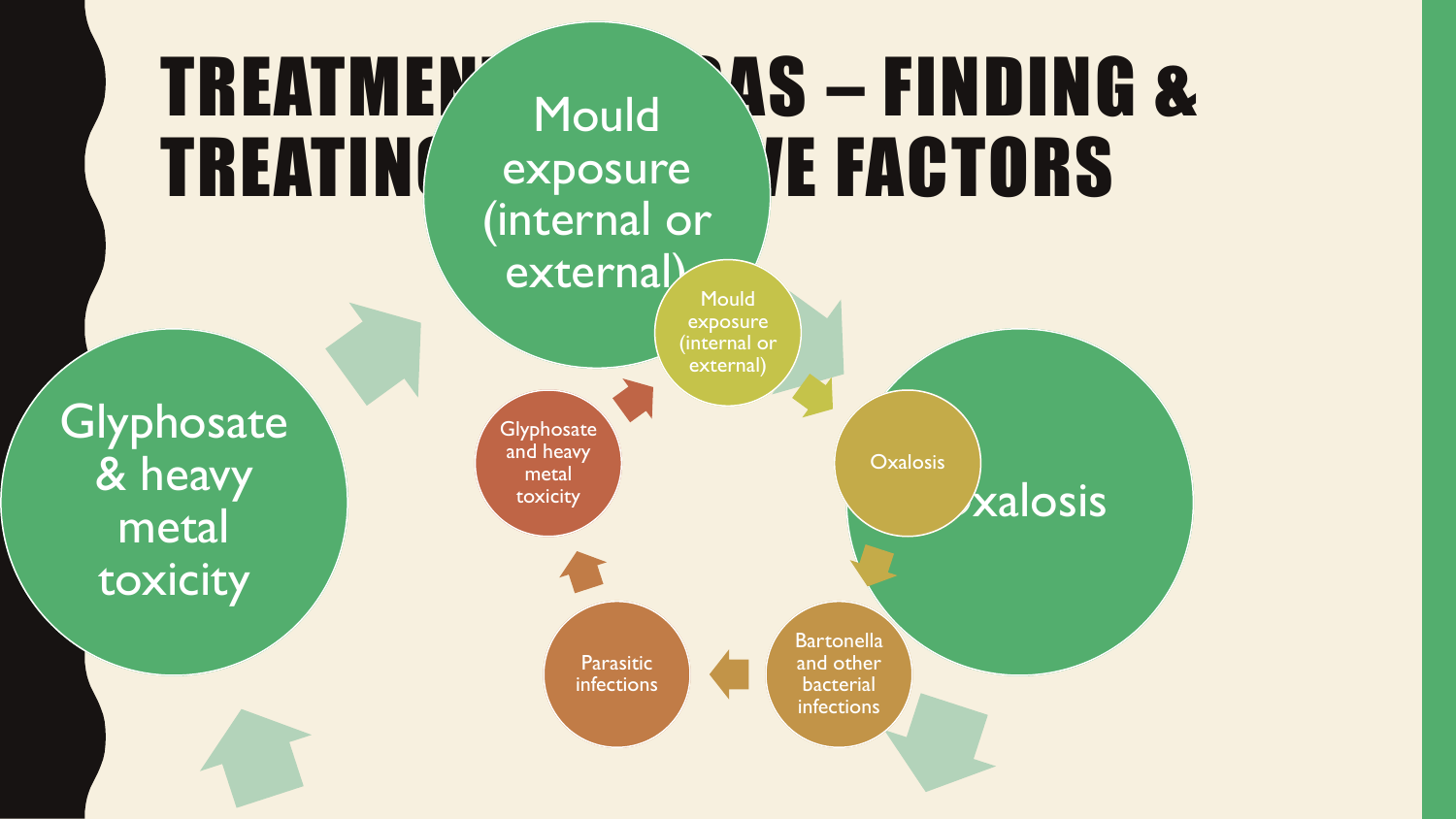# TREATMENT AREAS – FINDING & TREATING CAUSATIVE FACTORS

Mould exposure (internal or external)

Glyphosate & heavy metal toxicity

Oxalosis

- Mould exposure (internal or external)
- Oxalosis
- Bartonella and other bacterial infections
- Parasitic infections
- Glyphosate and heavy metal toxicity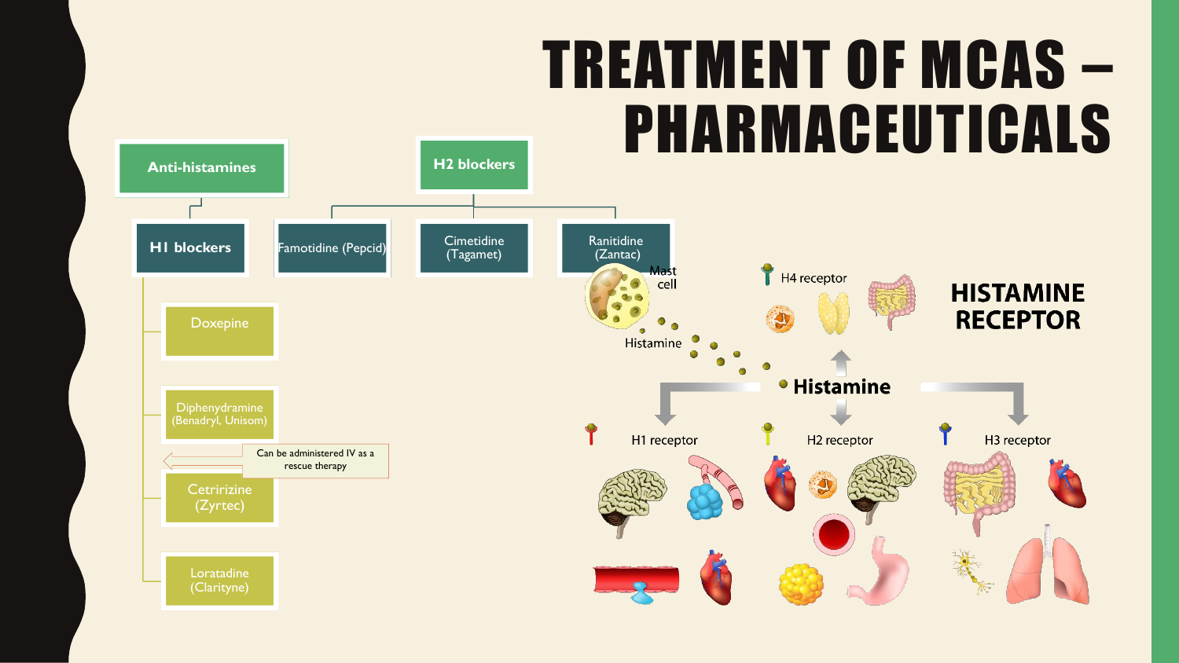# TREATMENT OF MCAS – PHARMACEUTICALS

- **Anti-histamines**
  - **H1 blockers**
    - Doxepine
    - Diphenydramine (Benadryl, Unisom) — Can be administered IV as a rescue therapy
    - Cetririzine (Zyrtec)
    - Loratadine (Clarityne)
- **H2 blockers**
  - Famotidine (Pepcid)
  - Cimetidine (Tagamet)
  - Ranitidine (Zantac)

## HISTAMINE RECEPTOR

Mast cell

Histamine

**Histamine**

- H1 receptor
- H2 receptor
- H3 receptor
- H4 receptor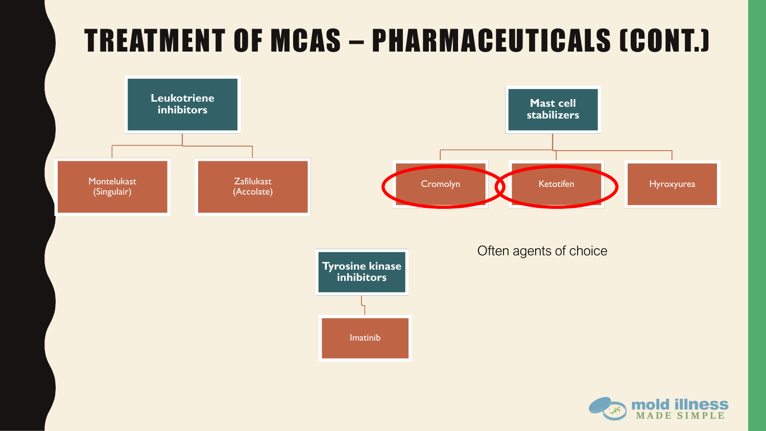# TREATMENT OF MCAS – PHARMACEUTICALS (CONT.)

**Leukotriene inhibitors**

- Montelukast (Singulair)
- Zafilukast (Accolate)

**Mast cell stabilizers**

- Cromolyn
- Ketotifen
- Hyroxyurea

Often agents of choice

**Tyrosine kinase inhibitors**

- Imatinib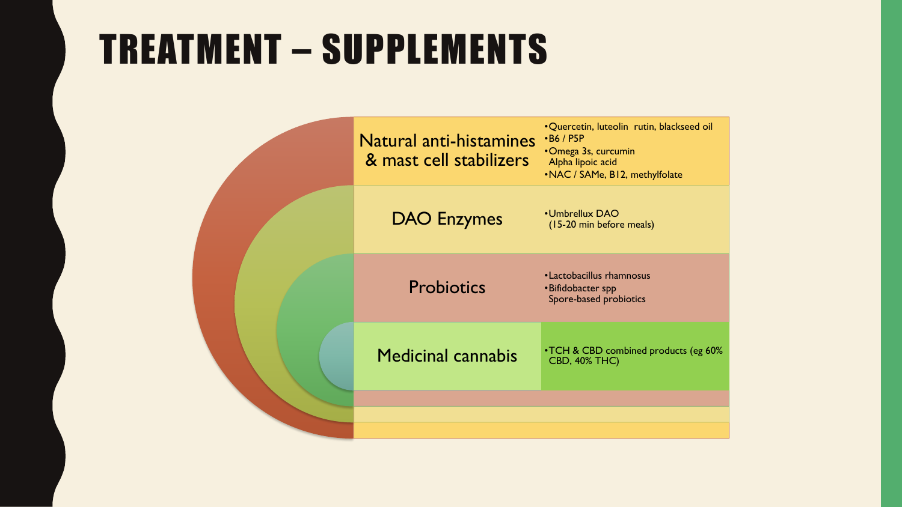# TREATMENT – SUPPLEMENTS

| Category | Supplements |
| --- | --- |
| Natural anti-histamines & mast cell stabilizers | • Quercetin, luteolin rutin, blackseed oil<br>• B6 / P5P<br>• Omega 3s, curcumin<br>Alpha lipoic acid<br>• NAC / SAMe, B12, methylfolate |
| DAO Enzymes | • Umbrellux DAO<br>(15-20 min before meals) |
| Probiotics | • Lactobacillus rhamnosus<br>• Bifidobacter spp<br>Spore-based probiotics |
| Medicinal cannabis | • TCH & CBD combined products (eg 60% CBD, 40% THC) |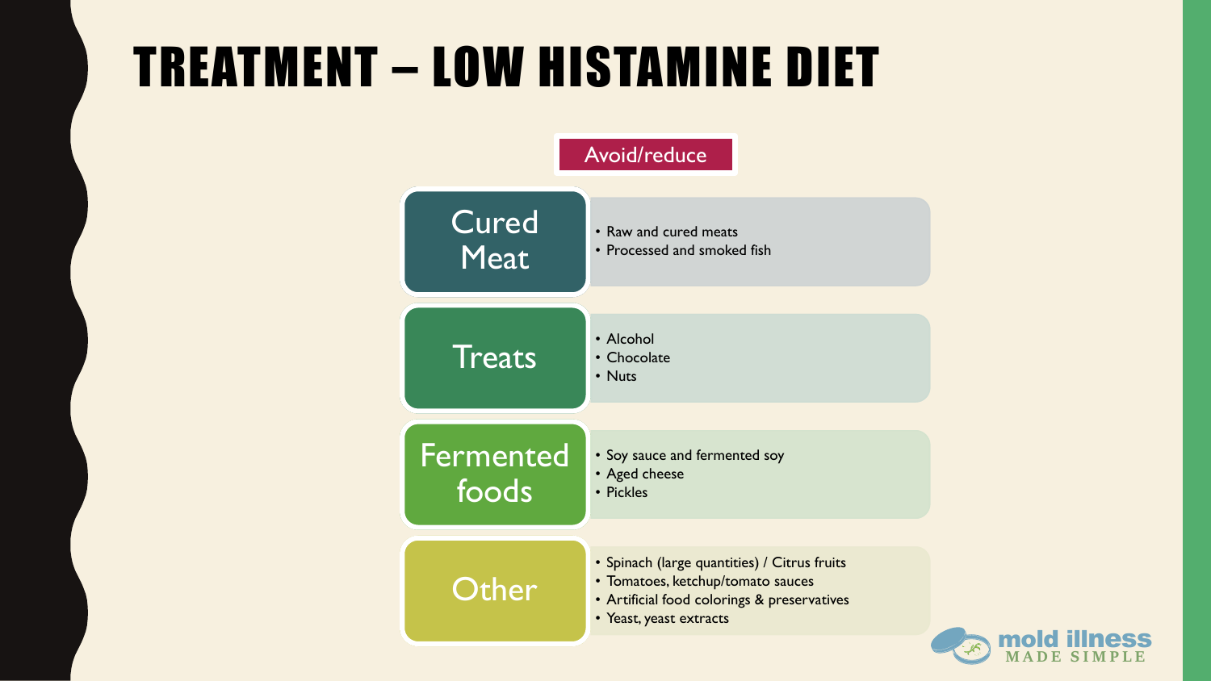# TREATMENT – LOW HISTAMINE DIET

**Avoid/reduce**

### Cured Meat

- Raw and cured meats
- Processed and smoked fish

### Treats

- Alcohol
- Chocolate
- Nuts

### Fermented foods

- Soy sauce and fermented soy
- Aged cheese
- Pickles

### Other

- Spinach (large quantities) / Citrus fruits
- Tomatoes, ketchup/tomato sauces
- Artificial food colorings & preservatives
- Yeast, yeast extracts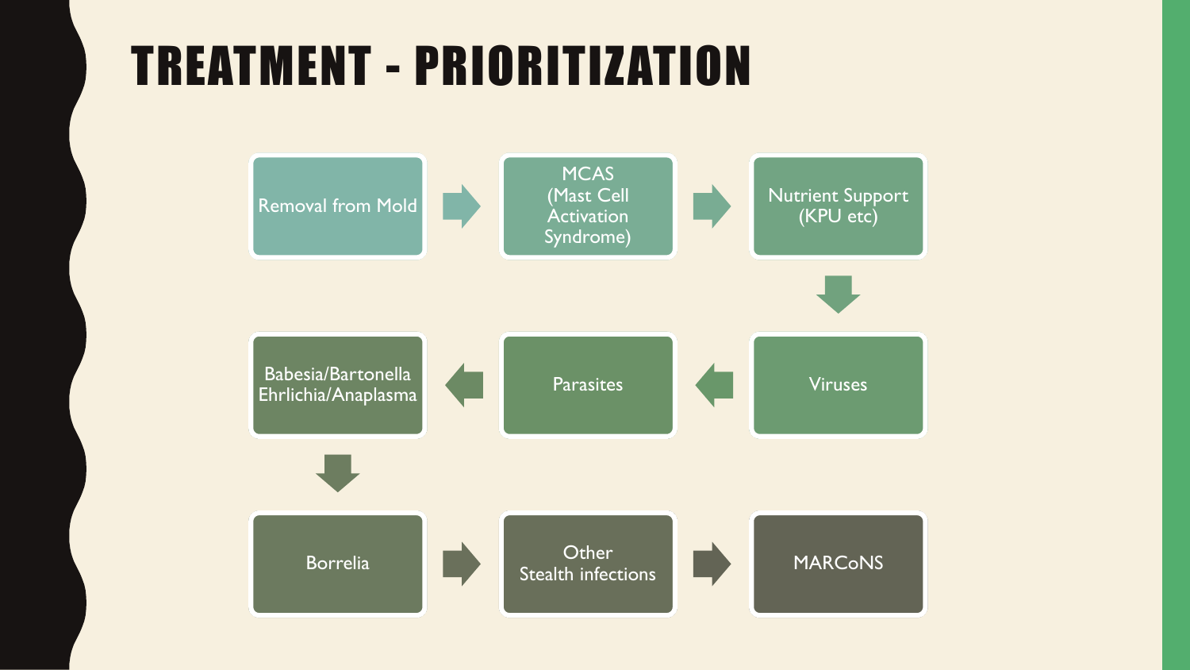# TREATMENT - PRIORITIZATION

1. Removal from Mold
2. MCAS (Mast Cell Activation Syndrome)
3. Nutrient Support (KPU etc)
4. Viruses
5. Parasites
6. Babesia/Bartonella Ehrlichia/Anaplasma
7. Borrelia
8. Other Stealth infections
9. MARCoNS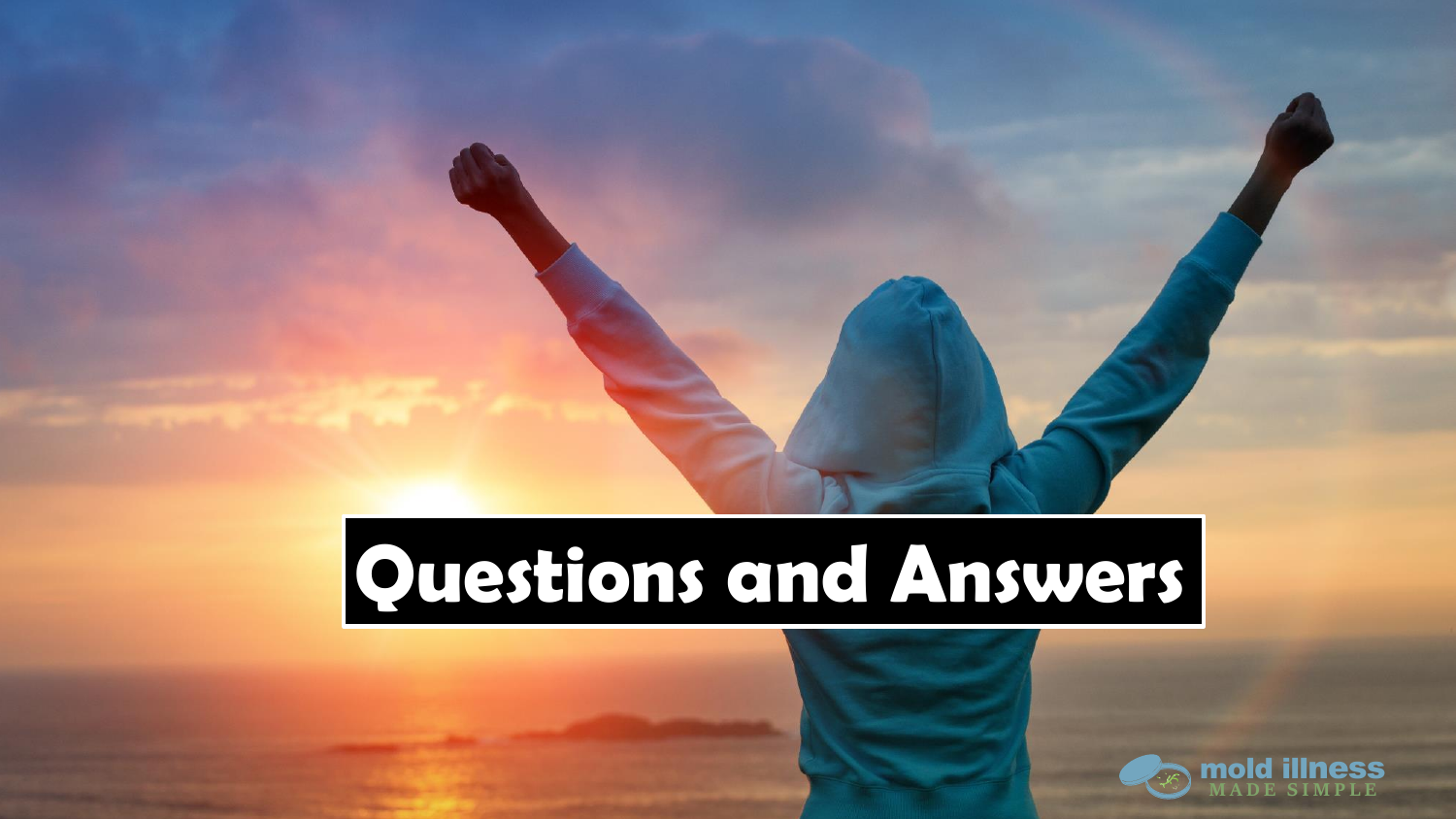# Questions and Answers